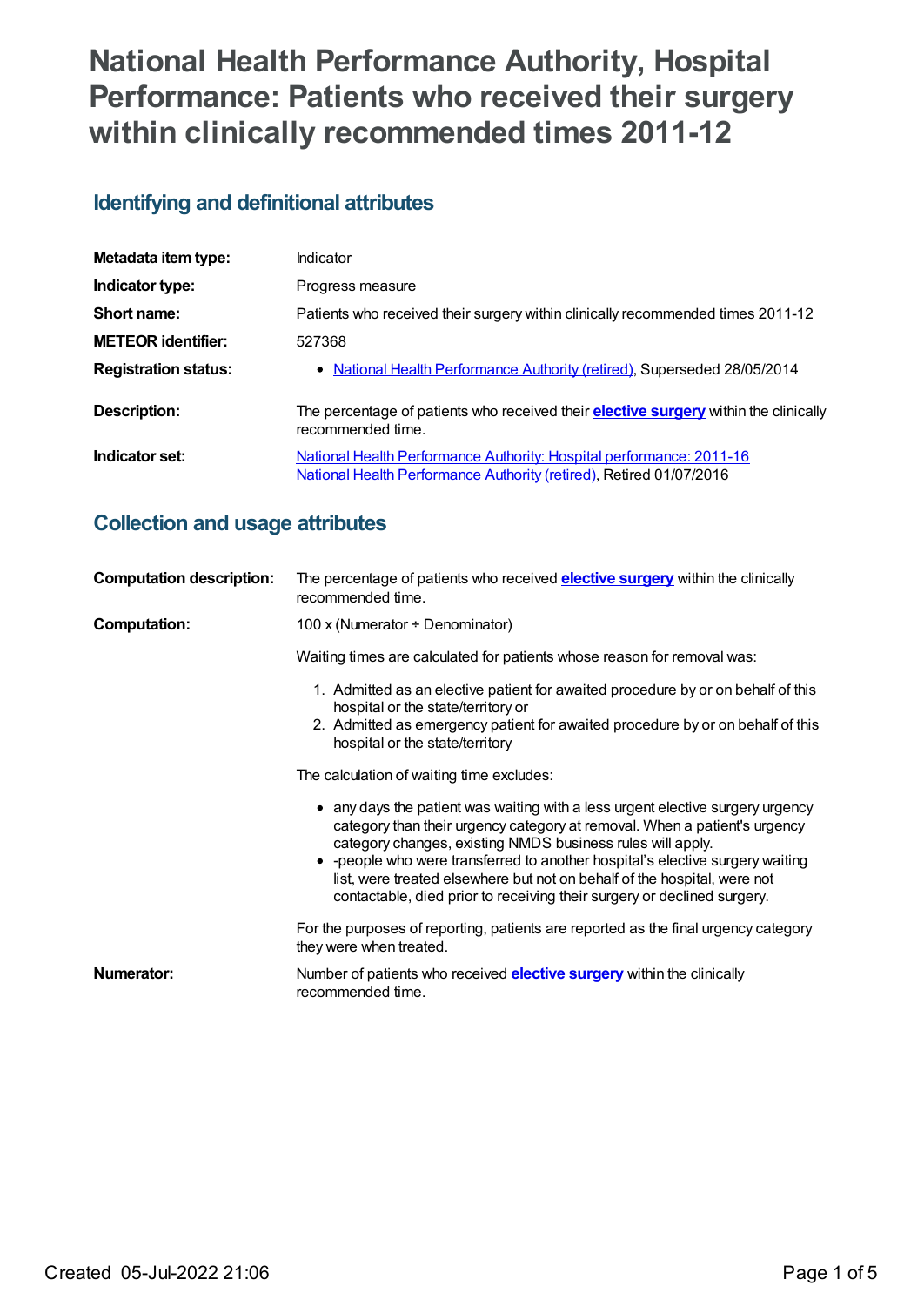# National Health Performance Authority, Hospital Performance: Patients who received their surgery within clinically recommended times 2011-12

## Identifying and definitional attributes

| | |
|---|---|
| **Metadata item type:** | Indicator |
| **Indicator type:** | Progress measure |
| **Short name:** | Patients who received their surgery within clinically recommended times 2011-12 |
| **METEOR identifier:** | 527368 |
| **Registration status:** | • National Health Performance Authority (retired), Superseded 28/05/2014 |
| **Description:** | The percentage of patients who received their **elective surgery** within the clinically recommended time. |
| **Indicator set:** | National Health Performance Authority: Hospital performance: 2011-16<br>National Health Performance Authority (retired), Retired 01/07/2016 |

## Collection and usage attributes

**Computation description:** The percentage of patients who received **elective surgery** within the clinically recommended time.

**Computation:** 100 x (Numerator ÷ Denominator)

Waiting times are calculated for patients whose reason for removal was:

1. Admitted as an elective patient for awaited procedure by or on behalf of this hospital or the state/territory or
2. Admitted as emergency patient for awaited procedure by or on behalf of this hospital or the state/territory

The calculation of waiting time excludes:

- any days the patient was waiting with a less urgent elective surgery urgency category than their urgency category at removal. When a patient's urgency category changes, existing NMDS business rules will apply.
- -people who were transferred to another hospital's elective surgery waiting list, were treated elsewhere but not on behalf of the hospital, were not contactable, died prior to receiving their surgery or declined surgery.

For the purposes of reporting, patients are reported as the final urgency category they were when treated.

**Numerator:** Number of patients who received **elective surgery** within the clinically recommended time.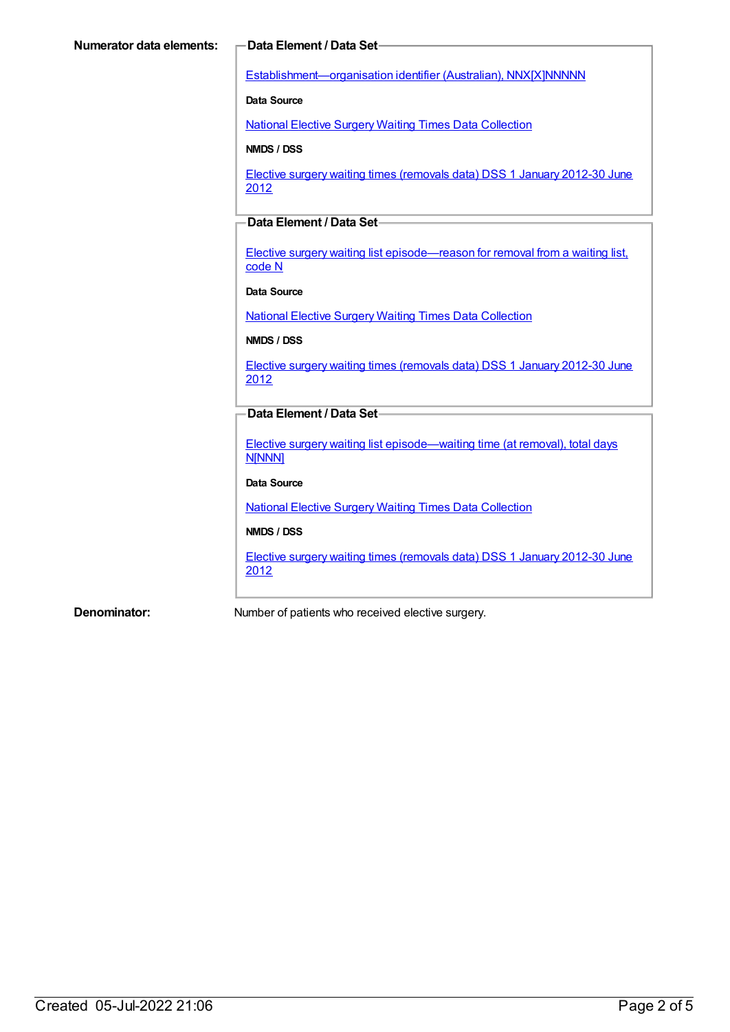**Numerator data elements:**

**Data Element / Data Set**

Establishment—organisation identifier (Australian), NNX[X]NNNNN

**Data Source**

National Elective Surgery Waiting Times Data Collection

**NMDS / DSS**

Elective surgery waiting times (removals data) DSS 1 January 2012-30 June 2012

**Data Element / Data Set**

Elective surgery waiting list episode—reason for removal from a waiting list, code N

**Data Source**

National Elective Surgery Waiting Times Data Collection

**NMDS / DSS**

Elective surgery waiting times (removals data) DSS 1 January 2012-30 June 2012

**Data Element / Data Set**

Elective surgery waiting list episode—waiting time (at removal), total days N[NNN]

**Data Source**

National Elective Surgery Waiting Times Data Collection

**NMDS / DSS**

Elective surgery waiting times (removals data) DSS 1 January 2012-30 June 2012

**Denominator:** Number of patients who received elective surgery.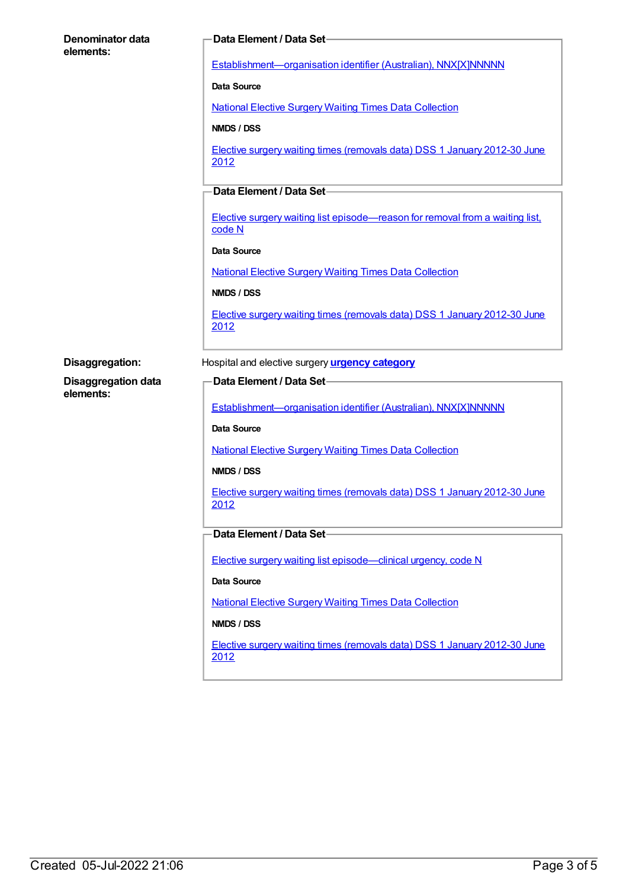**Denominator data elements:**

**Data Element / Data Set**

Establishment—organisation identifier (Australian), NNX[X]NNNNN

**Data Source**

National Elective Surgery Waiting Times Data Collection

**NMDS / DSS**

Elective surgery waiting times (removals data) DSS 1 January 2012-30 June 2012

**Data Element / Data Set**

Elective surgery waiting list episode—reason for removal from a waiting list, code N

**Data Source**

National Elective Surgery Waiting Times Data Collection

**NMDS / DSS**

Elective surgery waiting times (removals data) DSS 1 January 2012-30 June 2012

**Disaggregation:** Hospital and elective surgery **urgency category**

**Disaggregation data elements:**

**Data Element / Data Set**

Establishment—organisation identifier (Australian), NNX[X]NNNNN

**Data Source**

National Elective Surgery Waiting Times Data Collection

**NMDS / DSS**

Elective surgery waiting times (removals data) DSS 1 January 2012-30 June 2012

**Data Element / Data Set**

Elective surgery waiting list episode—clinical urgency, code N

**Data Source**

National Elective Surgery Waiting Times Data Collection

**NMDS / DSS**

Elective surgery waiting times (removals data) DSS 1 January 2012-30 June 2012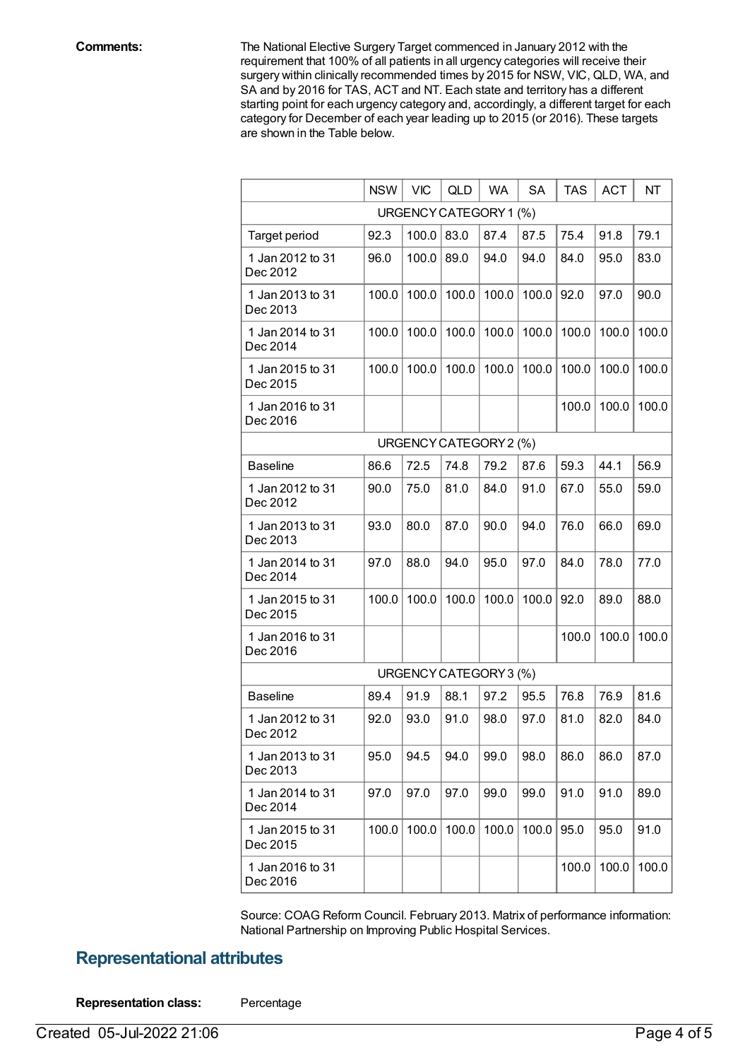**Comments:**

The National Elective Surgery Target commenced in January 2012 with the requirement that 100% of all patients in all urgency categories will receive their surgery within clinically recommended times by 2015 for NSW, VIC, QLD, WA, and SA and by 2016 for TAS, ACT and NT. Each state and territory has a different starting point for each urgency category and, accordingly, a different target for each category for December of each year leading up to 2015 (or 2016). These targets are shown in the Table below.

| | NSW | VIC | QLD | WA | SA | TAS | ACT | NT |
|---|---|---|---|---|---|---|---|---|
| URGENCY CATEGORY 1 (%) | | | | | | | | |
| Target period | 92.3 | 100.0 | 83.0 | 87.4 | 87.5 | 75.4 | 91.8 | 79.1 |
| 1 Jan 2012 to 31 Dec 2012 | 96.0 | 100.0 | 89.0 | 94.0 | 94.0 | 84.0 | 95.0 | 83.0 |
| 1 Jan 2013 to 31 Dec 2013 | 100.0 | 100.0 | 100.0 | 100.0 | 100.0 | 92.0 | 97.0 | 90.0 |
| 1 Jan 2014 to 31 Dec 2014 | 100.0 | 100.0 | 100.0 | 100.0 | 100.0 | 100.0 | 100.0 | 100.0 |
| 1 Jan 2015 to 31 Dec 2015 | 100.0 | 100.0 | 100.0 | 100.0 | 100.0 | 100.0 | 100.0 | 100.0 |
| 1 Jan 2016 to 31 Dec 2016 | | | | | | 100.0 | 100.0 | 100.0 |
| URGENCY CATEGORY 2 (%) | | | | | | | | |
| Baseline | 86.6 | 72.5 | 74.8 | 79.2 | 87.6 | 59.3 | 44.1 | 56.9 |
| 1 Jan 2012 to 31 Dec 2012 | 90.0 | 75.0 | 81.0 | 84.0 | 91.0 | 67.0 | 55.0 | 59.0 |
| 1 Jan 2013 to 31 Dec 2013 | 93.0 | 80.0 | 87.0 | 90.0 | 94.0 | 76.0 | 66.0 | 69.0 |
| 1 Jan 2014 to 31 Dec 2014 | 97.0 | 88.0 | 94.0 | 95.0 | 97.0 | 84.0 | 78.0 | 77.0 |
| 1 Jan 2015 to 31 Dec 2015 | 100.0 | 100.0 | 100.0 | 100.0 | 100.0 | 92.0 | 89.0 | 88.0 |
| 1 Jan 2016 to 31 Dec 2016 | | | | | | 100.0 | 100.0 | 100.0 |
| URGENCY CATEGORY 3 (%) | | | | | | | | |
| Baseline | 89.4 | 91.9 | 88.1 | 97.2 | 95.5 | 76.8 | 76.9 | 81.6 |
| 1 Jan 2012 to 31 Dec 2012 | 92.0 | 93.0 | 91.0 | 98.0 | 97.0 | 81.0 | 82.0 | 84.0 |
| 1 Jan 2013 to 31 Dec 2013 | 95.0 | 94.5 | 94.0 | 99.0 | 98.0 | 86.0 | 86.0 | 87.0 |
| 1 Jan 2014 to 31 Dec 2014 | 97.0 | 97.0 | 97.0 | 99.0 | 99.0 | 91.0 | 91.0 | 89.0 |
| 1 Jan 2015 to 31 Dec 2015 | 100.0 | 100.0 | 100.0 | 100.0 | 100.0 | 95.0 | 95.0 | 91.0 |
| 1 Jan 2016 to 31 Dec 2016 | | | | | | 100.0 | 100.0 | 100.0 |

Source: COAG Reform Council. February 2013. Matrix of performance information: National Partnership on Improving Public Hospital Services.

## Representational attributes

**Representation class:** Percentage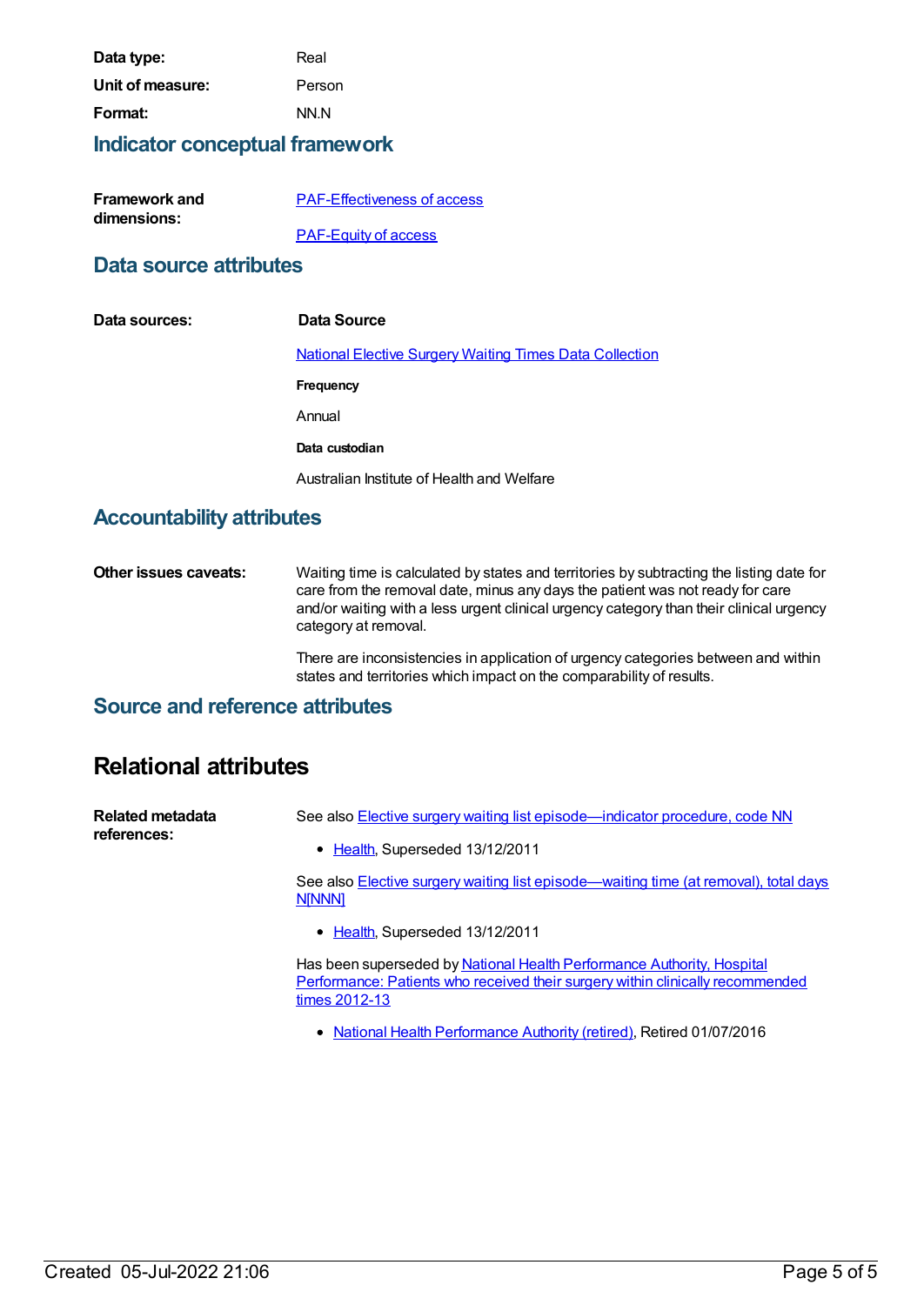**Data type:** Real

**Unit of measure:** Person

**Format:** NN.N

## Indicator conceptual framework

**Framework and dimensions:**

PAF-Effectiveness of access

PAF-Equity of access

## Data source attributes

**Data sources:**

**Data Source**

National Elective Surgery Waiting Times Data Collection

**Frequency**

Annual

**Data custodian**

Australian Institute of Health and Welfare

## Accountability attributes

**Other issues caveats:**

Waiting time is calculated by states and territories by subtracting the listing date for care from the removal date, minus any days the patient was not ready for care and/or waiting with a less urgent clinical urgency category than their clinical urgency category at removal.

There are inconsistencies in application of urgency categories between and within states and territories which impact on the comparability of results.

## Source and reference attributes

# Relational attributes

**Related metadata references:**

See also Elective surgery waiting list episode—indicator procedure, code NN

- Health, Superseded 13/12/2011

See also Elective surgery waiting list episode—waiting time (at removal), total days N[NNN]

- Health, Superseded 13/12/2011

Has been superseded by National Health Performance Authority, Hospital Performance: Patients who received their surgery within clinically recommended times 2012-13

- National Health Performance Authority (retired), Retired 01/07/2016